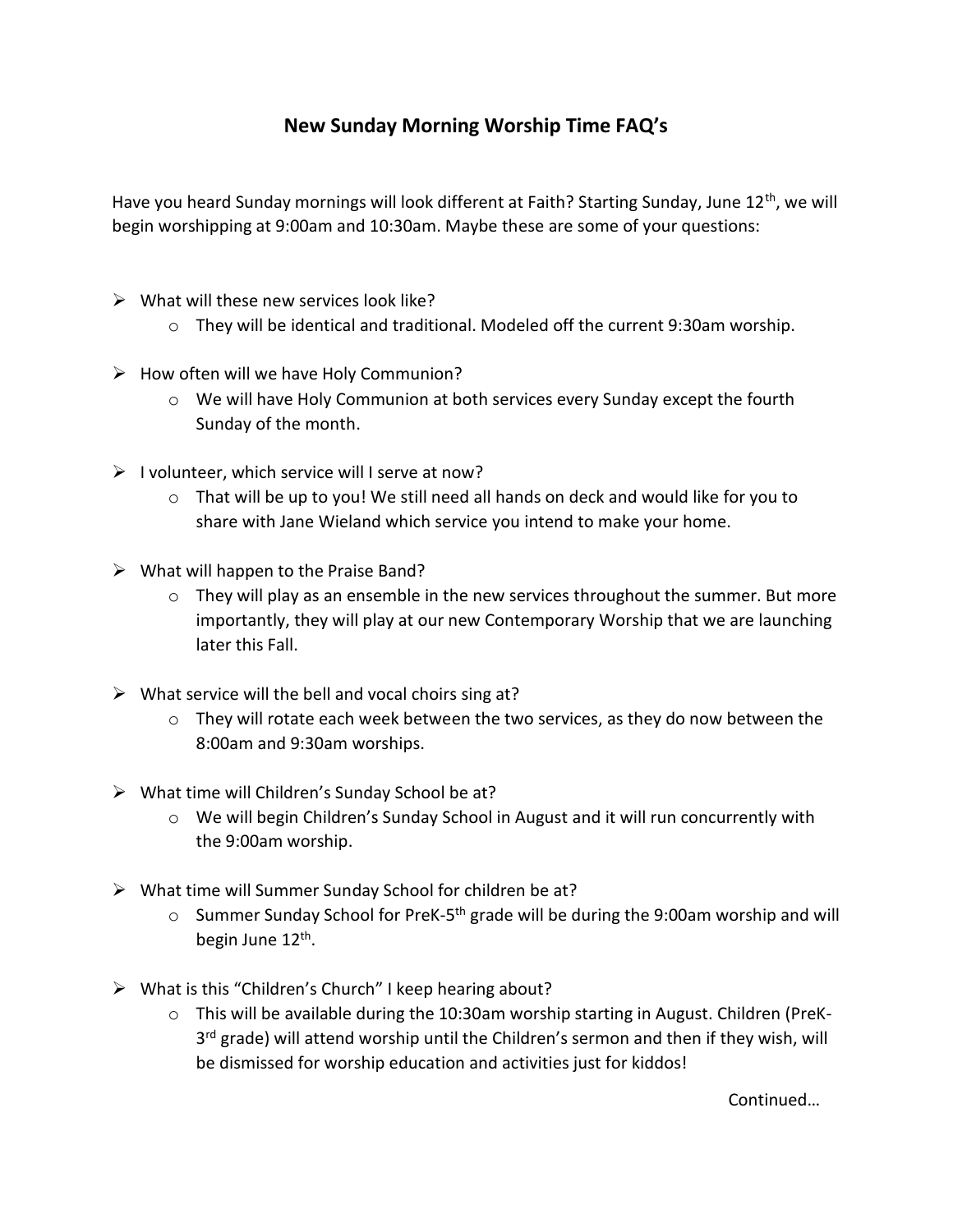# New Sunday Morning Worship Time FAQ's

Have you heard Sunday mornings will look different at Faith? Starting Sunday, June 12th, we will begin worshipping at 9:00am and 10:30am. Maybe these are some of your questions:

- What will these new services look like?
  - They will be identical and traditional. Modeled off the current 9:30am worship.
- How often will we have Holy Communion?
  - We will have Holy Communion at both services every Sunday except the fourth Sunday of the month.
- I volunteer, which service will I serve at now?
  - That will be up to you! We still need all hands on deck and would like for you to share with Jane Wieland which service you intend to make your home.
- What will happen to the Praise Band?
  - They will play as an ensemble in the new services throughout the summer. But more importantly, they will play at our new Contemporary Worship that we are launching later this Fall.
- What service will the bell and vocal choirs sing at?
  - They will rotate each week between the two services, as they do now between the 8:00am and 9:30am worships.
- What time will Children's Sunday School be at?
  - We will begin Children's Sunday School in August and it will run concurrently with the 9:00am worship.
- What time will Summer Sunday School for children be at?
  - Summer Sunday School for PreK-5th grade will be during the 9:00am worship and will begin June 12th.
- What is this "Children's Church" I keep hearing about?
  - This will be available during the 10:30am worship starting in August. Children (PreK-3rd grade) will attend worship until the Children's sermon and then if they wish, will be dismissed for worship education and activities just for kiddos!

Continued…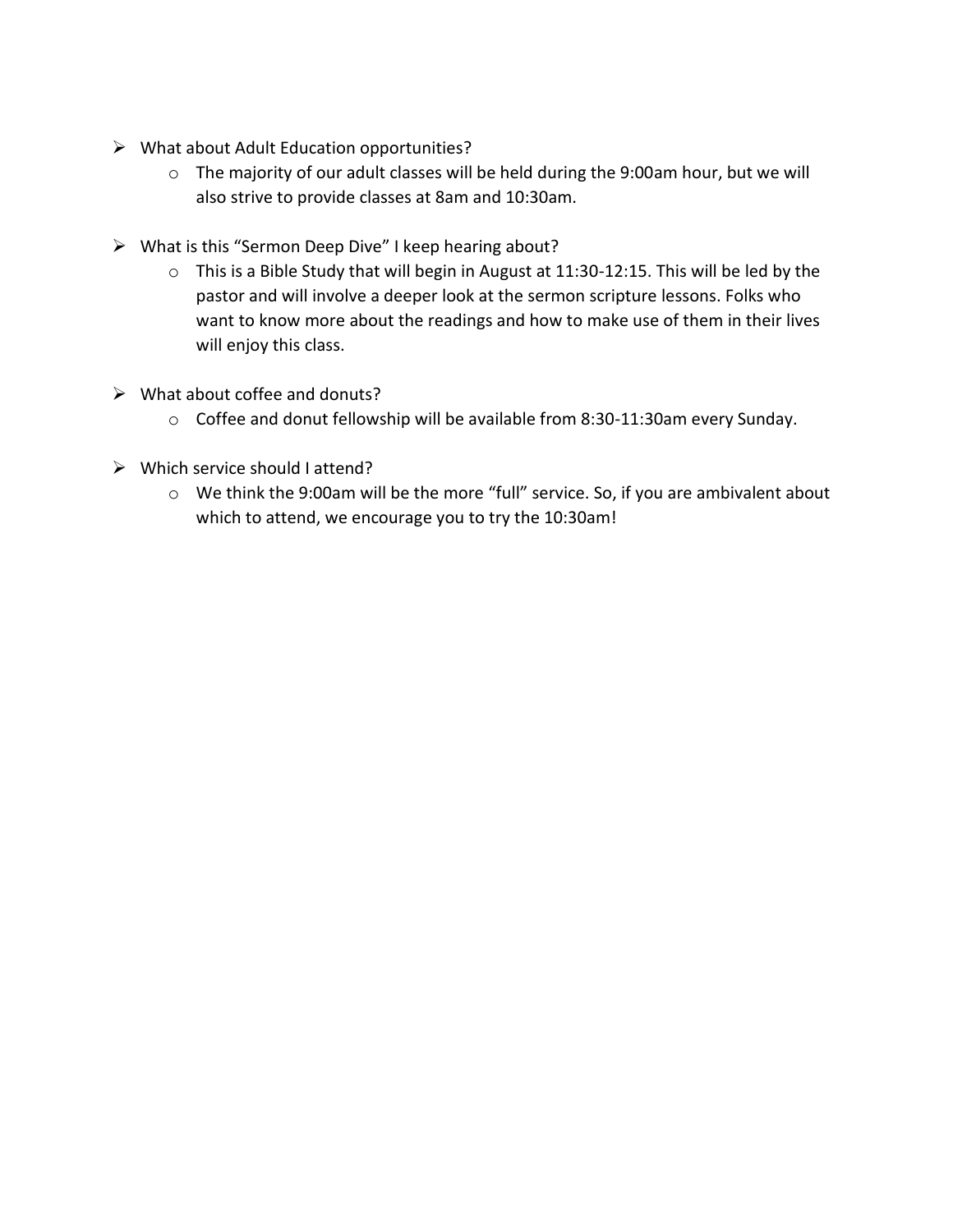- What about Adult Education opportunities?
  - The majority of our adult classes will be held during the 9:00am hour, but we will also strive to provide classes at 8am and 10:30am.

- What is this "Sermon Deep Dive" I keep hearing about?
  - This is a Bible Study that will begin in August at 11:30-12:15. This will be led by the pastor and will involve a deeper look at the sermon scripture lessons. Folks who want to know more about the readings and how to make use of them in their lives will enjoy this class.

- What about coffee and donuts?
  - Coffee and donut fellowship will be available from 8:30-11:30am every Sunday.

- Which service should I attend?
  - We think the 9:00am will be the more "full" service. So, if you are ambivalent about which to attend, we encourage you to try the 10:30am!